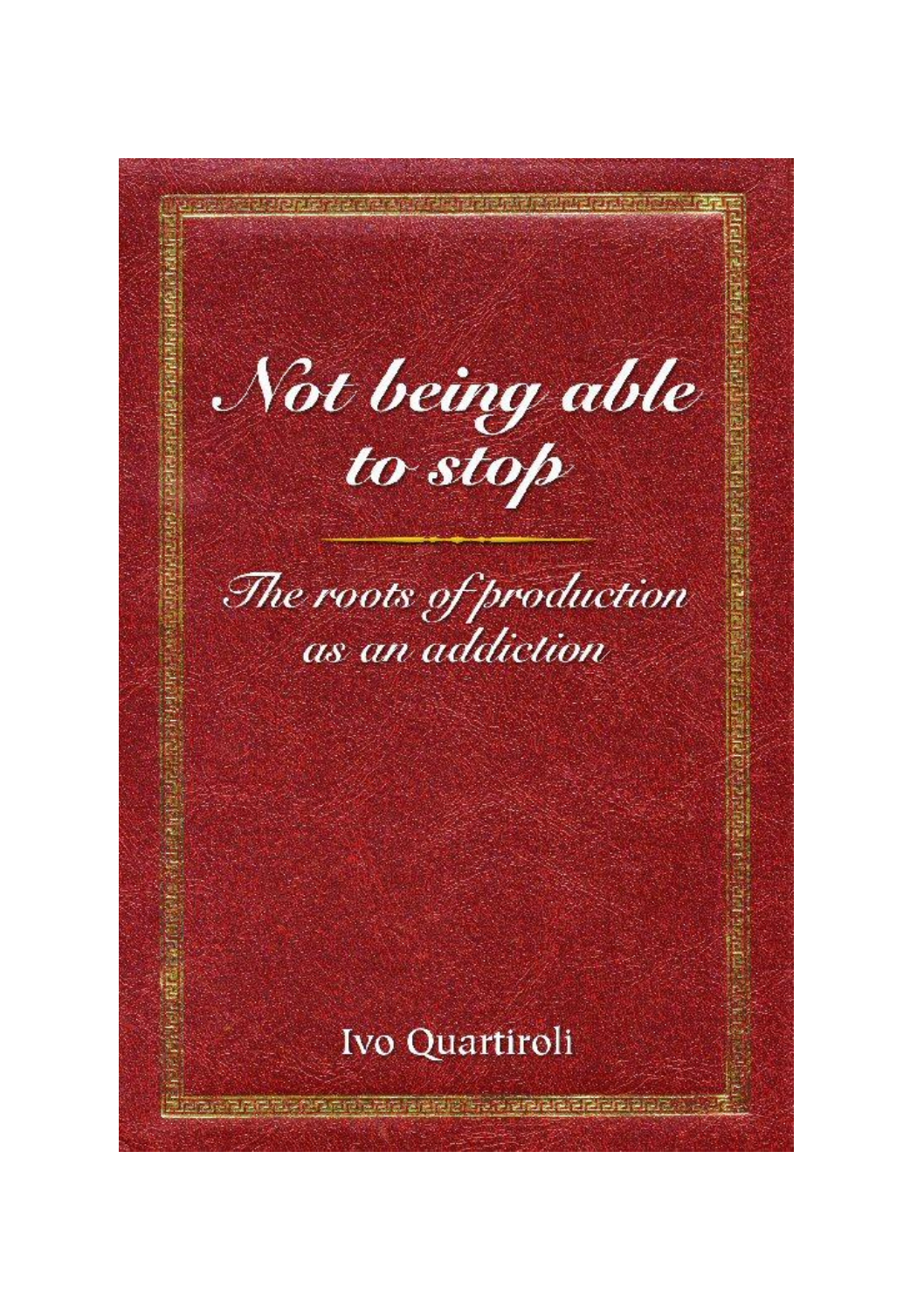# Not being able to stop

## The roots of production as an addiction

Ivo Quartiroli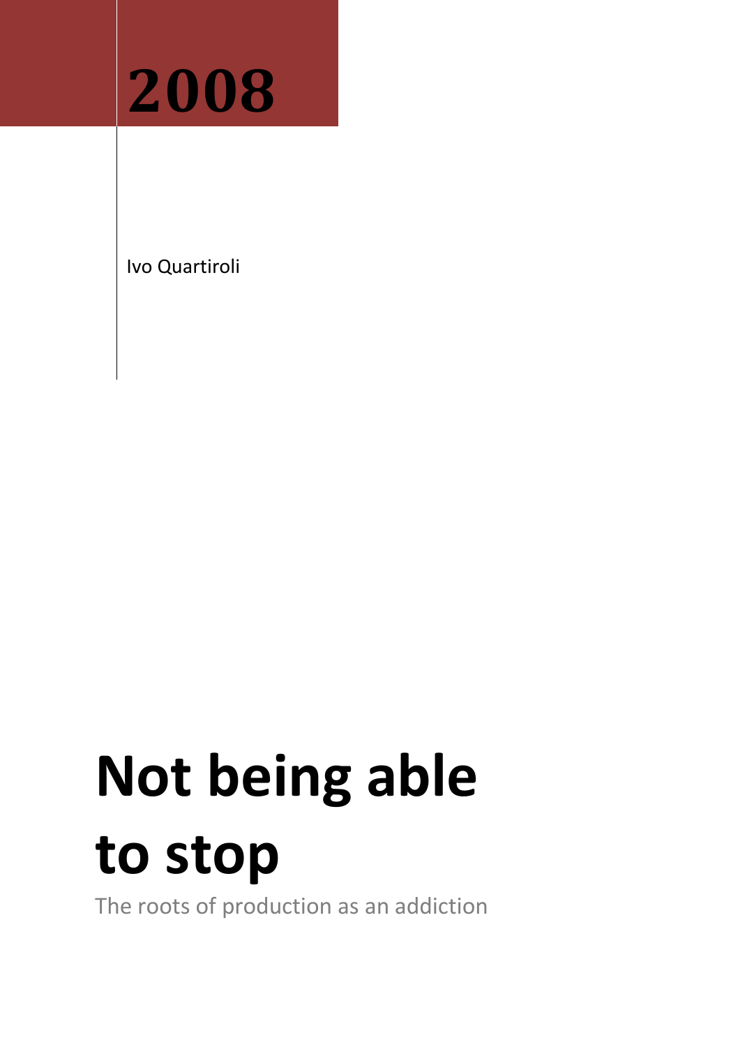**2008**

Ivo Quartiroli

# Not being able to stop

The roots of production as an addiction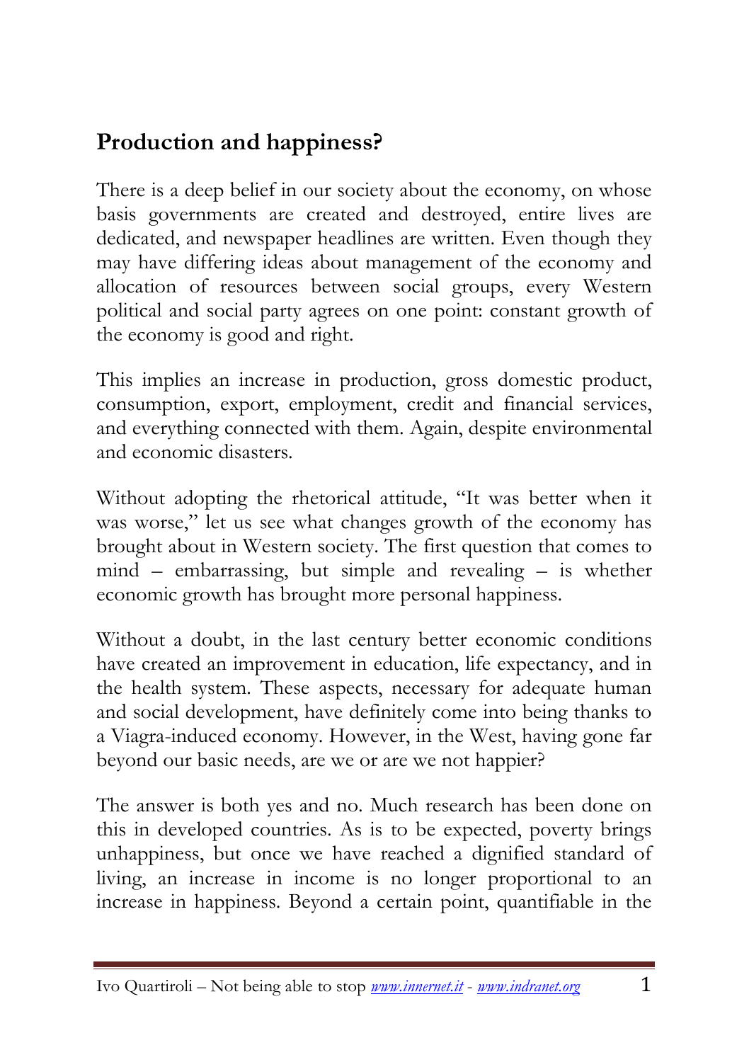## Production and happiness?

There is a deep belief in our society about the economy, on whose basis governments are created and destroyed, entire lives are dedicated, and newspaper headlines are written. Even though they may have differing ideas about management of the economy and allocation of resources between social groups, every Western political and social party agrees on one point: constant growth of the economy is good and right.

This implies an increase in production, gross domestic product, consumption, export, employment, credit and financial services, and everything connected with them. Again, despite environmental and economic disasters.

Without adopting the rhetorical attitude, "It was better when it was worse," let us see what changes growth of the economy has brought about in Western society. The first question that comes to mind – embarrassing, but simple and revealing – is whether economic growth has brought more personal happiness.

Without a doubt, in the last century better economic conditions have created an improvement in education, life expectancy, and in the health system. These aspects, necessary for adequate human and social development, have definitely come into being thanks to a Viagra-induced economy. However, in the West, having gone far beyond our basic needs, are we or are we not happier?

The answer is both yes and no. Much research has been done on this in developed countries. As is to be expected, poverty brings unhappiness, but once we have reached a dignified standard of living, an increase in income is no longer proportional to an increase in happiness. Beyond a certain point, quantifiable in the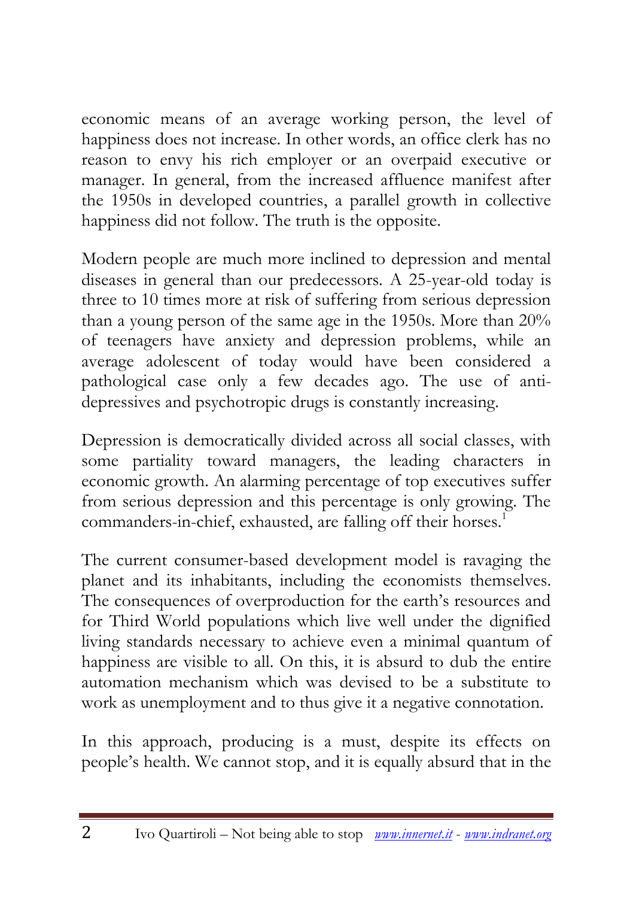economic means of an average working person, the level of happiness does not increase. In other words, an office clerk has no reason to envy his rich employer or an overpaid executive or manager. In general, from the increased affluence manifest after the 1950s in developed countries, a parallel growth in collective happiness did not follow. The truth is the opposite.

Modern people are much more inclined to depression and mental diseases in general than our predecessors. A 25-year-old today is three to 10 times more at risk of suffering from serious depression than a young person of the same age in the 1950s. More than 20% of teenagers have anxiety and depression problems, while an average adolescent of today would have been considered a pathological case only a few decades ago. The use of anti-depressives and psychotropic drugs is constantly increasing.

Depression is democratically divided across all social classes, with some partiality toward managers, the leading characters in economic growth. An alarming percentage of top executives suffer from serious depression and this percentage is only growing. The commanders-in-chief, exhausted, are falling off their horses.[1]

The current consumer-based development model is ravaging the planet and its inhabitants, including the economists themselves. The consequences of overproduction for the earth's resources and for Third World populations which live well under the dignified living standards necessary to achieve even a minimal quantum of happiness are visible to all. On this, it is absurd to dub the entire automation mechanism which was devised to be a substitute to work as unemployment and to thus give it a negative connotation.

In this approach, producing is a must, despite its effects on people's health. We cannot stop, and it is equally absurd that in the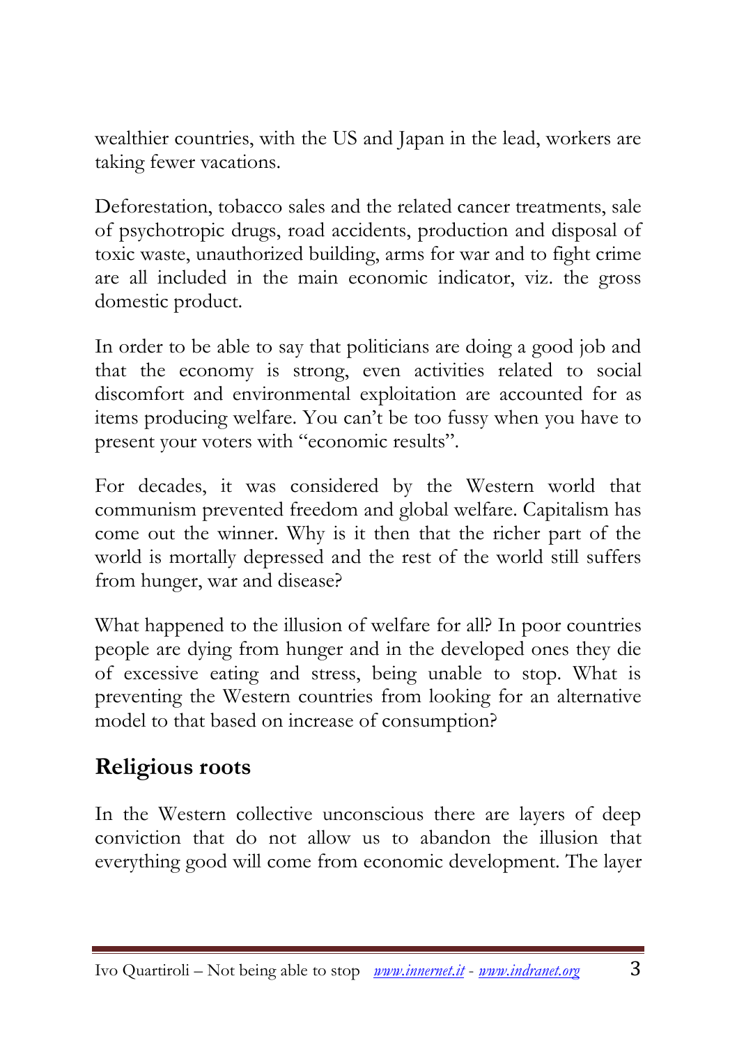wealthier countries, with the US and Japan in the lead, workers are taking fewer vacations.

Deforestation, tobacco sales and the related cancer treatments, sale of psychotropic drugs, road accidents, production and disposal of toxic waste, unauthorized building, arms for war and to fight crime are all included in the main economic indicator, viz. the gross domestic product.

In order to be able to say that politicians are doing a good job and that the economy is strong, even activities related to social discomfort and environmental exploitation are accounted for as items producing welfare. You can't be too fussy when you have to present your voters with "economic results".

For decades, it was considered by the Western world that communism prevented freedom and global welfare. Capitalism has come out the winner. Why is it then that the richer part of the world is mortally depressed and the rest of the world still suffers from hunger, war and disease?

What happened to the illusion of welfare for all? In poor countries people are dying from hunger and in the developed ones they die of excessive eating and stress, being unable to stop. What is preventing the Western countries from looking for an alternative model to that based on increase of consumption?

## Religious roots

In the Western collective unconscious there are layers of deep conviction that do not allow us to abandon the illusion that everything good will come from economic development. The layer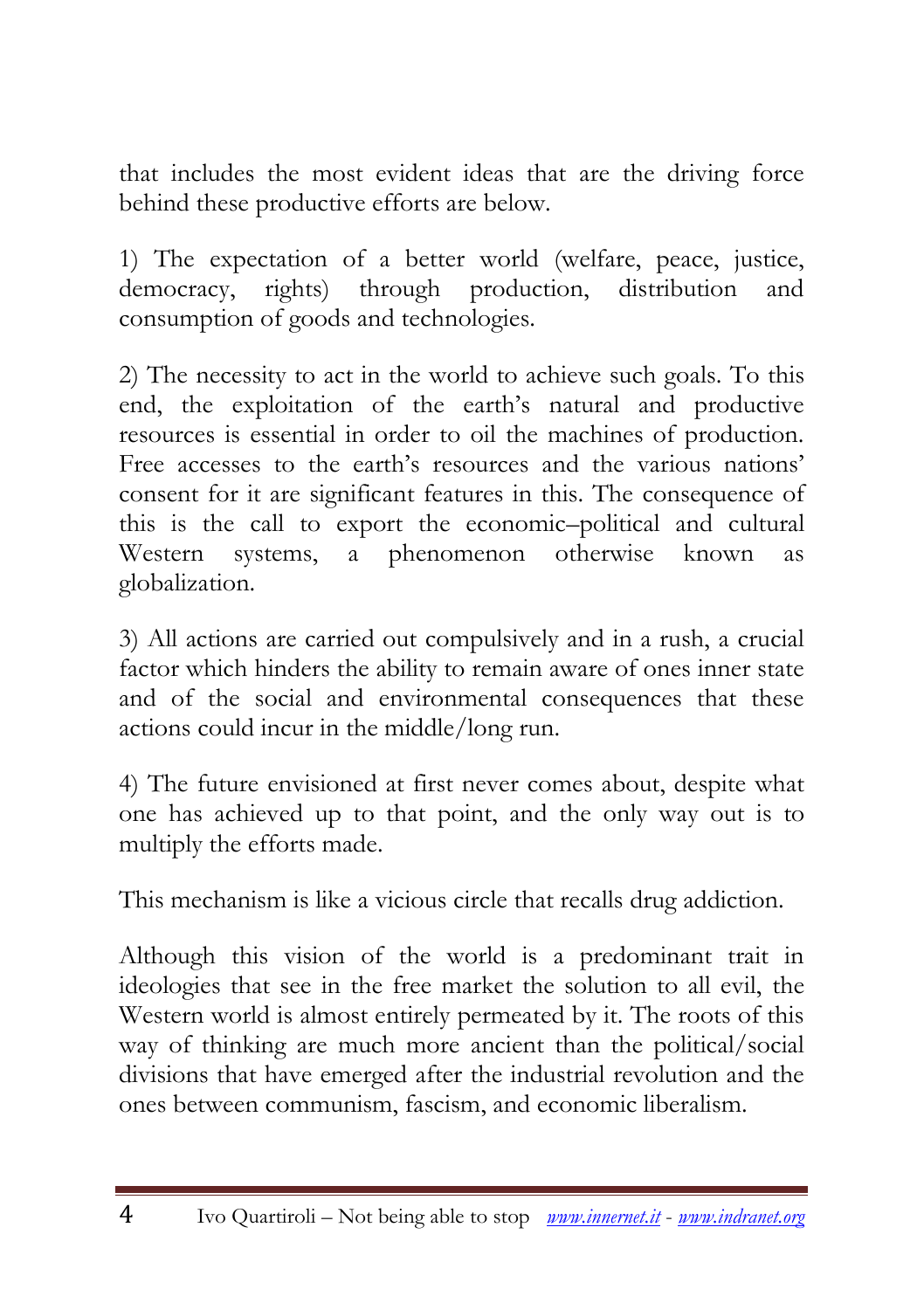that includes the most evident ideas that are the driving force behind these productive efforts are below.

1) The expectation of a better world (welfare, peace, justice, democracy, rights) through production, distribution and consumption of goods and technologies.

2) The necessity to act in the world to achieve such goals. To this end, the exploitation of the earth's natural and productive resources is essential in order to oil the machines of production. Free accesses to the earth's resources and the various nations' consent for it are significant features in this. The consequence of this is the call to export the economic–political and cultural Western systems, a phenomenon otherwise known as globalization.

3) All actions are carried out compulsively and in a rush, a crucial factor which hinders the ability to remain aware of ones inner state and of the social and environmental consequences that these actions could incur in the middle/long run.

4) The future envisioned at first never comes about, despite what one has achieved up to that point, and the only way out is to multiply the efforts made.

This mechanism is like a vicious circle that recalls drug addiction.

Although this vision of the world is a predominant trait in ideologies that see in the free market the solution to all evil, the Western world is almost entirely permeated by it. The roots of this way of thinking are much more ancient than the political/social divisions that have emerged after the industrial revolution and the ones between communism, fascism, and economic liberalism.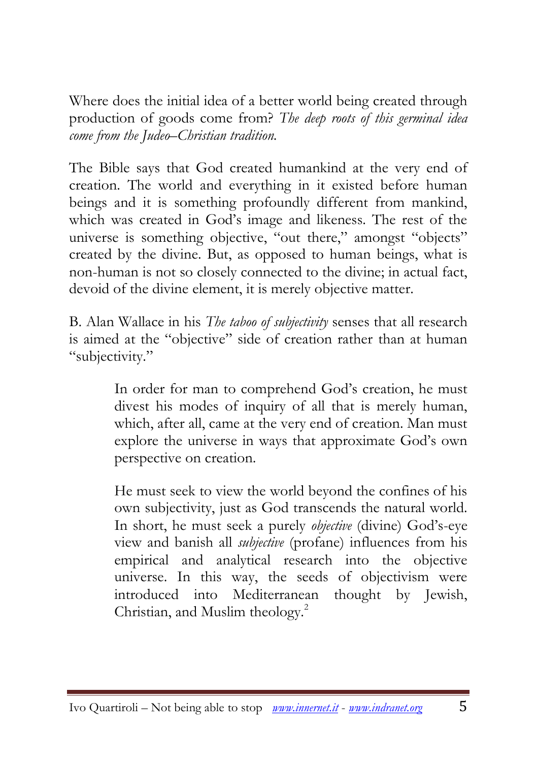Where does the initial idea of a better world being created through production of goods come from? *The deep roots of this germinal idea come from the Judeo–Christian tradition.*

The Bible says that God created humankind at the very end of creation. The world and everything in it existed before human beings and it is something profoundly different from mankind, which was created in God's image and likeness. The rest of the universe is something objective, "out there," amongst "objects" created by the divine. But, as opposed to human beings, what is non-human is not so closely connected to the divine; in actual fact, devoid of the divine element, it is merely objective matter.

B. Alan Wallace in his *The taboo of subjectivity* senses that all research is aimed at the "objective" side of creation rather than at human "subjectivity."

> In order for man to comprehend God's creation, he must divest his modes of inquiry of all that is merely human, which, after all, came at the very end of creation. Man must explore the universe in ways that approximate God's own perspective on creation.
>
> He must seek to view the world beyond the confines of his own subjectivity, just as God transcends the natural world. In short, he must seek a purely *objective* (divine) God's-eye view and banish all *subjective* (profane) influences from his empirical and analytical research into the objective universe. In this way, the seeds of objectivism were introduced into Mediterranean thought by Jewish, Christian, and Muslim theology.[2]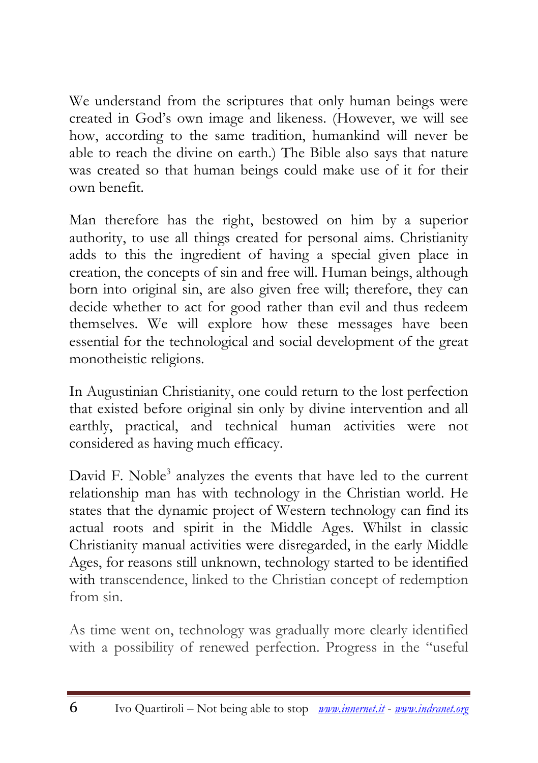We understand from the scriptures that only human beings were created in God's own image and likeness. (However, we will see how, according to the same tradition, humankind will never be able to reach the divine on earth.) The Bible also says that nature was created so that human beings could make use of it for their own benefit.

Man therefore has the right, bestowed on him by a superior authority, to use all things created for personal aims. Christianity adds to this the ingredient of having a special given place in creation, the concepts of sin and free will. Human beings, although born into original sin, are also given free will; therefore, they can decide whether to act for good rather than evil and thus redeem themselves. We will explore how these messages have been essential for the technological and social development of the great monotheistic religions.

In Augustinian Christianity, one could return to the lost perfection that existed before original sin only by divine intervention and all earthly, practical, and technical human activities were not considered as having much efficacy.

David F. Noble[3] analyzes the events that have led to the current relationship man has with technology in the Christian world. He states that the dynamic project of Western technology can find its actual roots and spirit in the Middle Ages. Whilst in classic Christianity manual activities were disregarded, in the early Middle Ages, for reasons still unknown, technology started to be identified with transcendence, linked to the Christian concept of redemption from sin.

As time went on, technology was gradually more clearly identified with a possibility of renewed perfection. Progress in the "useful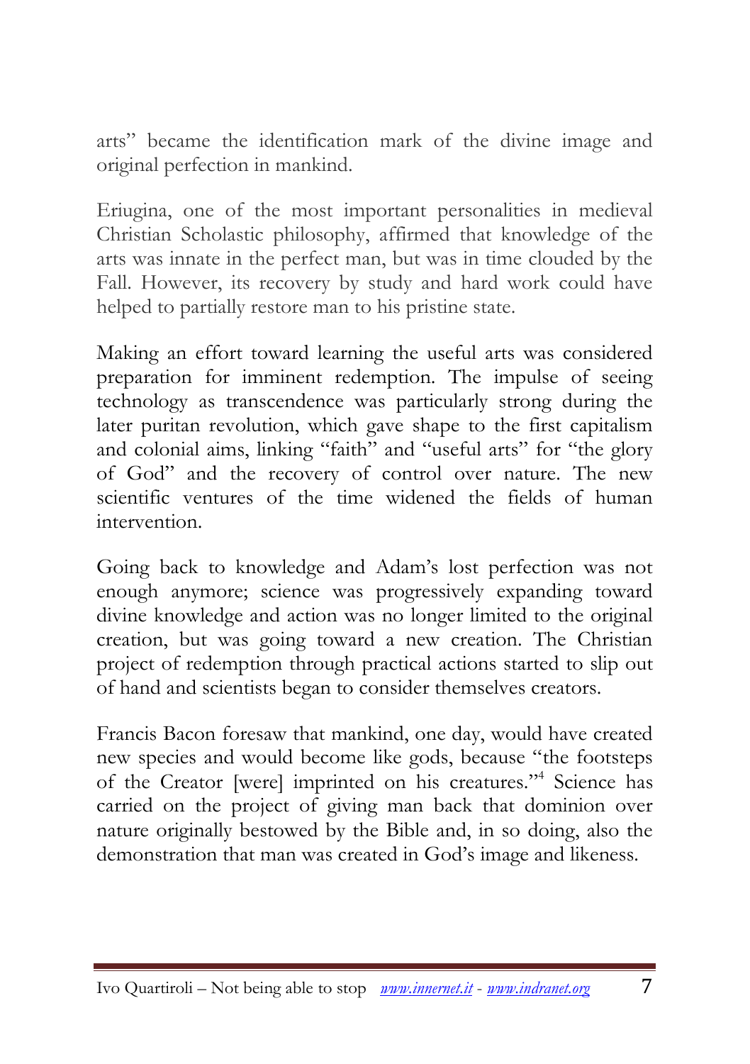arts" became the identification mark of the divine image and original perfection in mankind.

Eriugina, one of the most important personalities in medieval Christian Scholastic philosophy, affirmed that knowledge of the arts was innate in the perfect man, but was in time clouded by the Fall. However, its recovery by study and hard work could have helped to partially restore man to his pristine state.

Making an effort toward learning the useful arts was considered preparation for imminent redemption. The impulse of seeing technology as transcendence was particularly strong during the later puritan revolution, which gave shape to the first capitalism and colonial aims, linking "faith" and "useful arts" for "the glory of God" and the recovery of control over nature. The new scientific ventures of the time widened the fields of human intervention.

Going back to knowledge and Adam's lost perfection was not enough anymore; science was progressively expanding toward divine knowledge and action was no longer limited to the original creation, but was going toward a new creation. The Christian project of redemption through practical actions started to slip out of hand and scientists began to consider themselves creators.

Francis Bacon foresaw that mankind, one day, would have created new species and would become like gods, because "the footsteps of the Creator [were] imprinted on his creatures."[4] Science has carried on the project of giving man back that dominion over nature originally bestowed by the Bible and, in so doing, also the demonstration that man was created in God's image and likeness.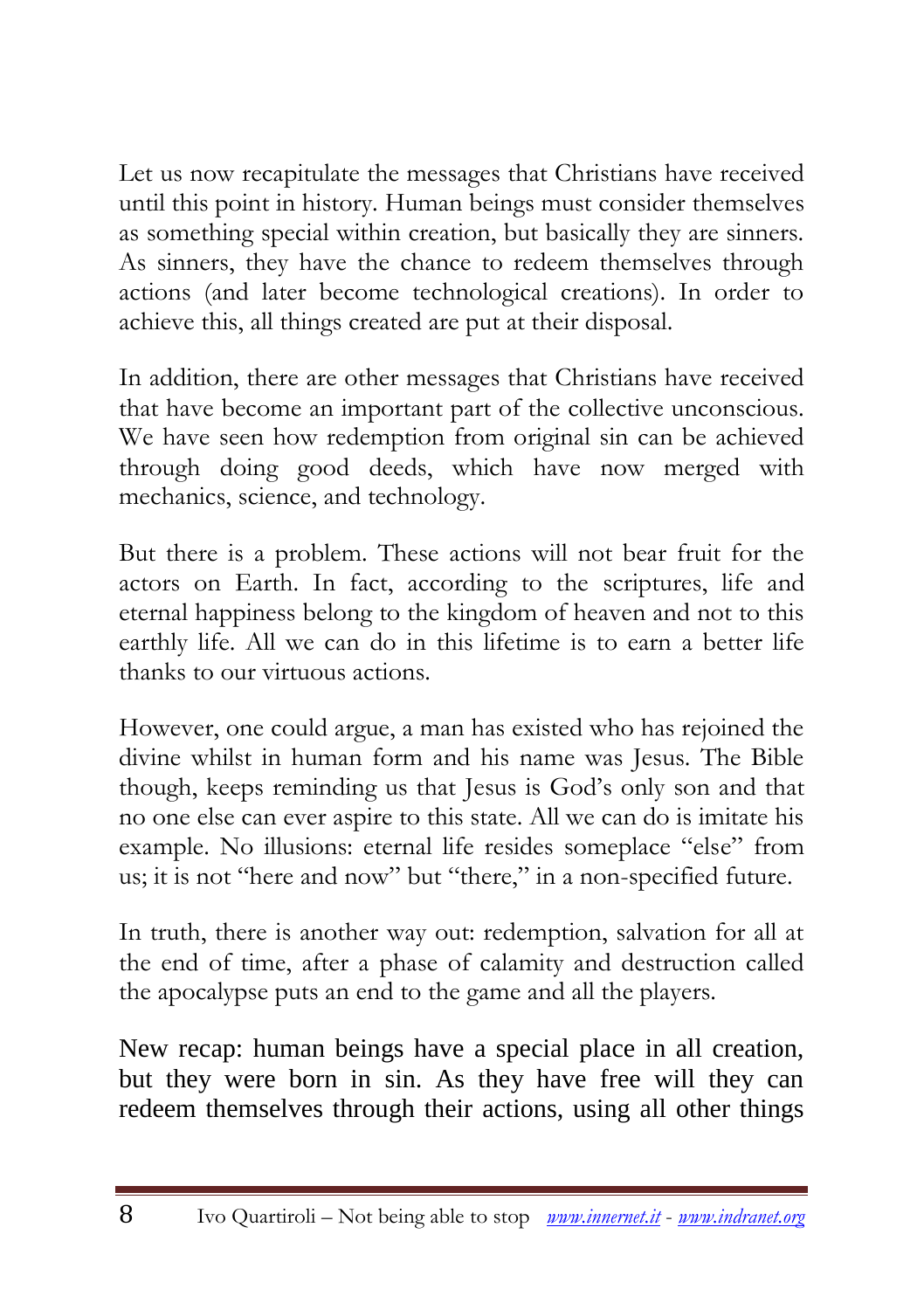Let us now recapitulate the messages that Christians have received until this point in history. Human beings must consider themselves as something special within creation, but basically they are sinners. As sinners, they have the chance to redeem themselves through actions (and later become technological creations). In order to achieve this, all things created are put at their disposal.

In addition, there are other messages that Christians have received that have become an important part of the collective unconscious. We have seen how redemption from original sin can be achieved through doing good deeds, which have now merged with mechanics, science, and technology.

But there is a problem. These actions will not bear fruit for the actors on Earth. In fact, according to the scriptures, life and eternal happiness belong to the kingdom of heaven and not to this earthly life. All we can do in this lifetime is to earn a better life thanks to our virtuous actions.

However, one could argue, a man has existed who has rejoined the divine whilst in human form and his name was Jesus. The Bible though, keeps reminding us that Jesus is God's only son and that no one else can ever aspire to this state. All we can do is imitate his example. No illusions: eternal life resides someplace "else" from us; it is not "here and now" but "there," in a non-specified future.

In truth, there is another way out: redemption, salvation for all at the end of time, after a phase of calamity and destruction called the apocalypse puts an end to the game and all the players.

New recap: human beings have a special place in all creation, but they were born in sin. As they have free will they can redeem themselves through their actions, using all other things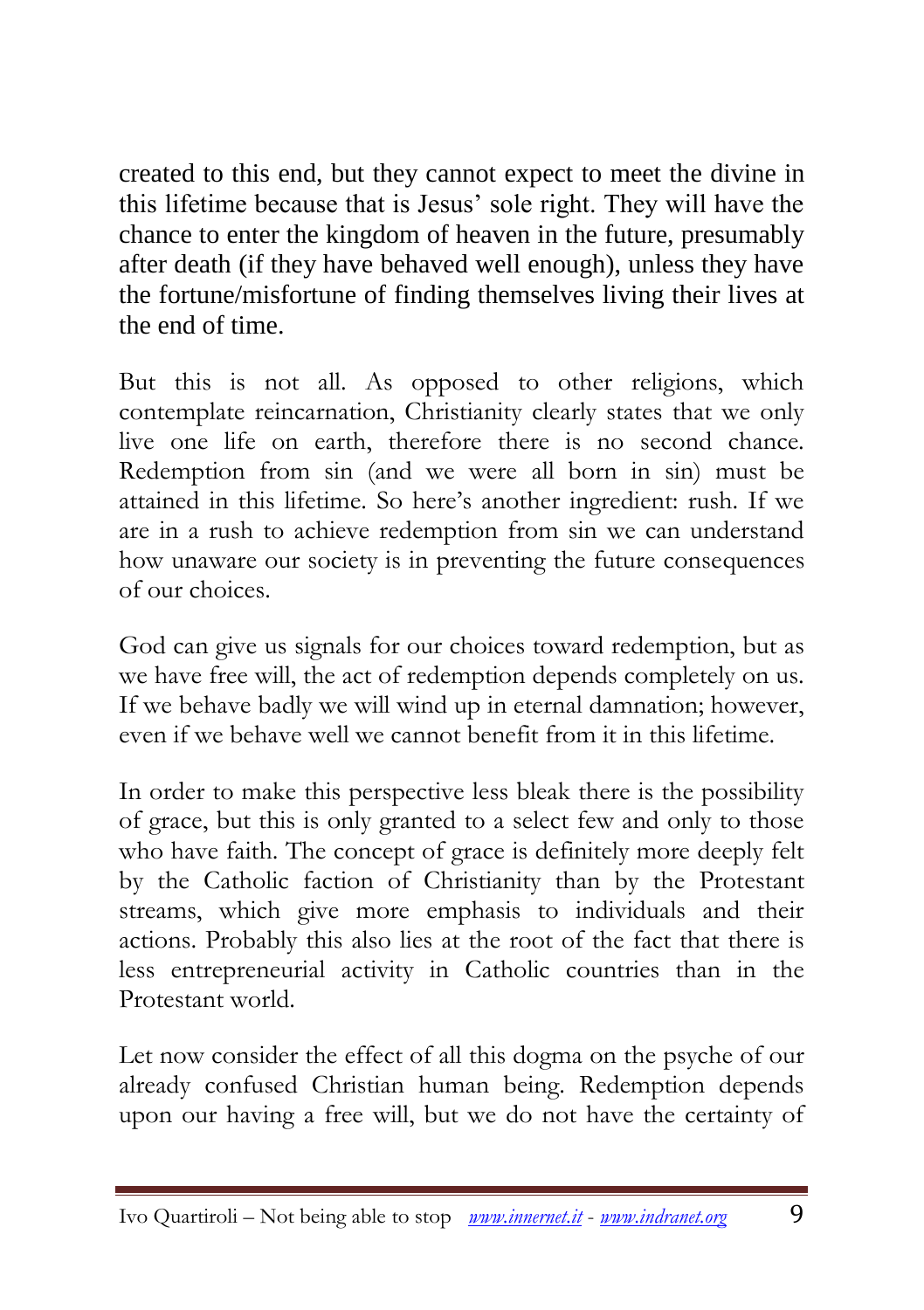created to this end, but they cannot expect to meet the divine in this lifetime because that is Jesus' sole right. They will have the chance to enter the kingdom of heaven in the future, presumably after death (if they have behaved well enough), unless they have the fortune/misfortune of finding themselves living their lives at the end of time.

But this is not all. As opposed to other religions, which contemplate reincarnation, Christianity clearly states that we only live one life on earth, therefore there is no second chance. Redemption from sin (and we were all born in sin) must be attained in this lifetime. So here's another ingredient: rush. If we are in a rush to achieve redemption from sin we can understand how unaware our society is in preventing the future consequences of our choices.

God can give us signals for our choices toward redemption, but as we have free will, the act of redemption depends completely on us. If we behave badly we will wind up in eternal damnation; however, even if we behave well we cannot benefit from it in this lifetime.

In order to make this perspective less bleak there is the possibility of grace, but this is only granted to a select few and only to those who have faith. The concept of grace is definitely more deeply felt by the Catholic faction of Christianity than by the Protestant streams, which give more emphasis to individuals and their actions. Probably this also lies at the root of the fact that there is less entrepreneurial activity in Catholic countries than in the Protestant world.

Let now consider the effect of all this dogma on the psyche of our already confused Christian human being. Redemption depends upon our having a free will, but we do not have the certainty of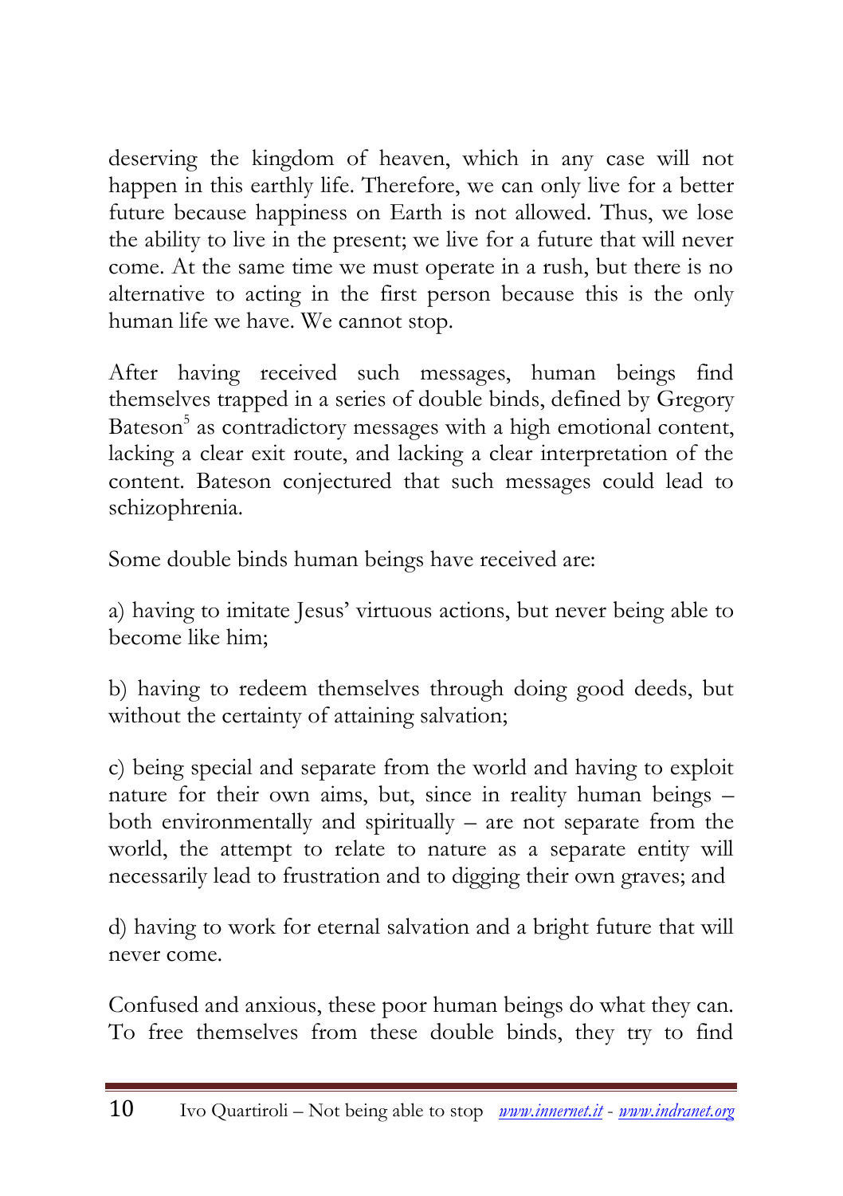deserving the kingdom of heaven, which in any case will not happen in this earthly life. Therefore, we can only live for a better future because happiness on Earth is not allowed. Thus, we lose the ability to live in the present; we live for a future that will never come. At the same time we must operate in a rush, but there is no alternative to acting in the first person because this is the only human life we have. We cannot stop.

After having received such messages, human beings find themselves trapped in a series of double binds, defined by Gregory Bateson[5] as contradictory messages with a high emotional content, lacking a clear exit route, and lacking a clear interpretation of the content. Bateson conjectured that such messages could lead to schizophrenia.

Some double binds human beings have received are:

a) having to imitate Jesus' virtuous actions, but never being able to become like him;

b) having to redeem themselves through doing good deeds, but without the certainty of attaining salvation;

c) being special and separate from the world and having to exploit nature for their own aims, but, since in reality human beings – both environmentally and spiritually – are not separate from the world, the attempt to relate to nature as a separate entity will necessarily lead to frustration and to digging their own graves; and

d) having to work for eternal salvation and a bright future that will never come.

Confused and anxious, these poor human beings do what they can. To free themselves from these double binds, they try to find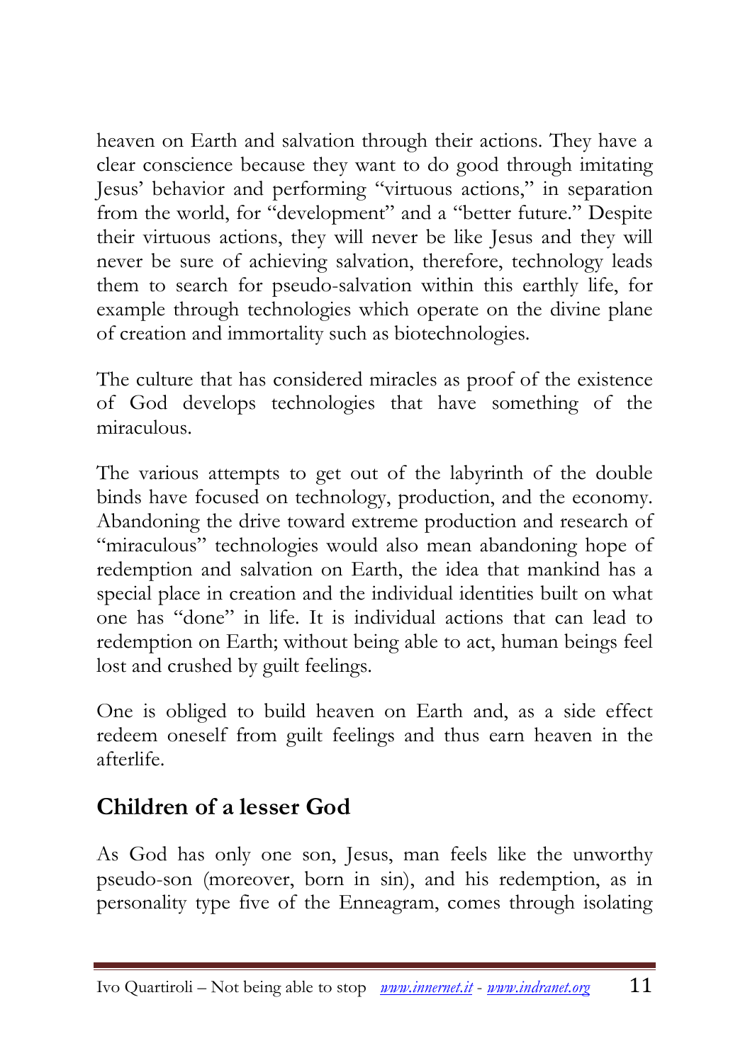heaven on Earth and salvation through their actions. They have a clear conscience because they want to do good through imitating Jesus' behavior and performing "virtuous actions," in separation from the world, for "development" and a "better future." Despite their virtuous actions, they will never be like Jesus and they will never be sure of achieving salvation, therefore, technology leads them to search for pseudo-salvation within this earthly life, for example through technologies which operate on the divine plane of creation and immortality such as biotechnologies.

The culture that has considered miracles as proof of the existence of God develops technologies that have something of the miraculous.

The various attempts to get out of the labyrinth of the double binds have focused on technology, production, and the economy. Abandoning the drive toward extreme production and research of "miraculous" technologies would also mean abandoning hope of redemption and salvation on Earth, the idea that mankind has a special place in creation and the individual identities built on what one has "done" in life. It is individual actions that can lead to redemption on Earth; without being able to act, human beings feel lost and crushed by guilt feelings.

One is obliged to build heaven on Earth and, as a side effect redeem oneself from guilt feelings and thus earn heaven in the afterlife.

## Children of a lesser God

As God has only one son, Jesus, man feels like the unworthy pseudo-son (moreover, born in sin), and his redemption, as in personality type five of the Enneagram, comes through isolating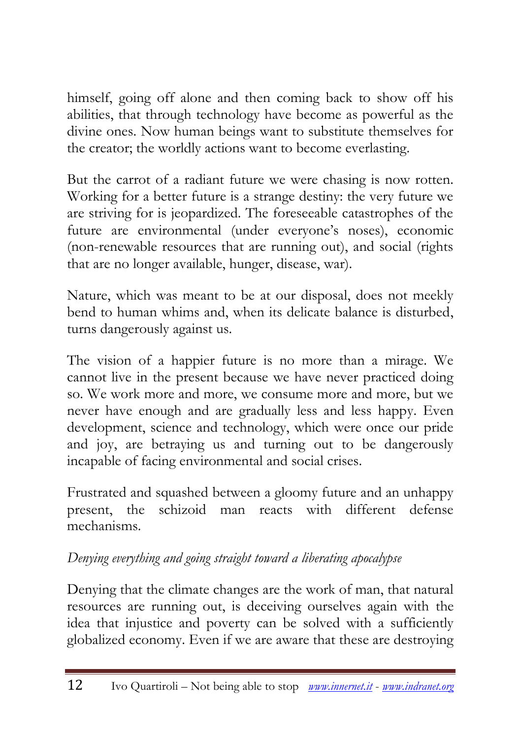himself, going off alone and then coming back to show off his abilities, that through technology have become as powerful as the divine ones. Now human beings want to substitute themselves for the creator; the worldly actions want to become everlasting.

But the carrot of a radiant future we were chasing is now rotten. Working for a better future is a strange destiny: the very future we are striving for is jeopardized. The foreseeable catastrophes of the future are environmental (under everyone's noses), economic (non-renewable resources that are running out), and social (rights that are no longer available, hunger, disease, war).

Nature, which was meant to be at our disposal, does not meekly bend to human whims and, when its delicate balance is disturbed, turns dangerously against us.

The vision of a happier future is no more than a mirage. We cannot live in the present because we have never practiced doing so. We work more and more, we consume more and more, but we never have enough and are gradually less and less happy. Even development, science and technology, which were once our pride and joy, are betraying us and turning out to be dangerously incapable of facing environmental and social crises.

Frustrated and squashed between a gloomy future and an unhappy present, the schizoid man reacts with different defense mechanisms.

*Denying everything and going straight toward a liberating apocalypse*

Denying that the climate changes are the work of man, that natural resources are running out, is deceiving ourselves again with the idea that injustice and poverty can be solved with a sufficiently globalized economy. Even if we are aware that these are destroying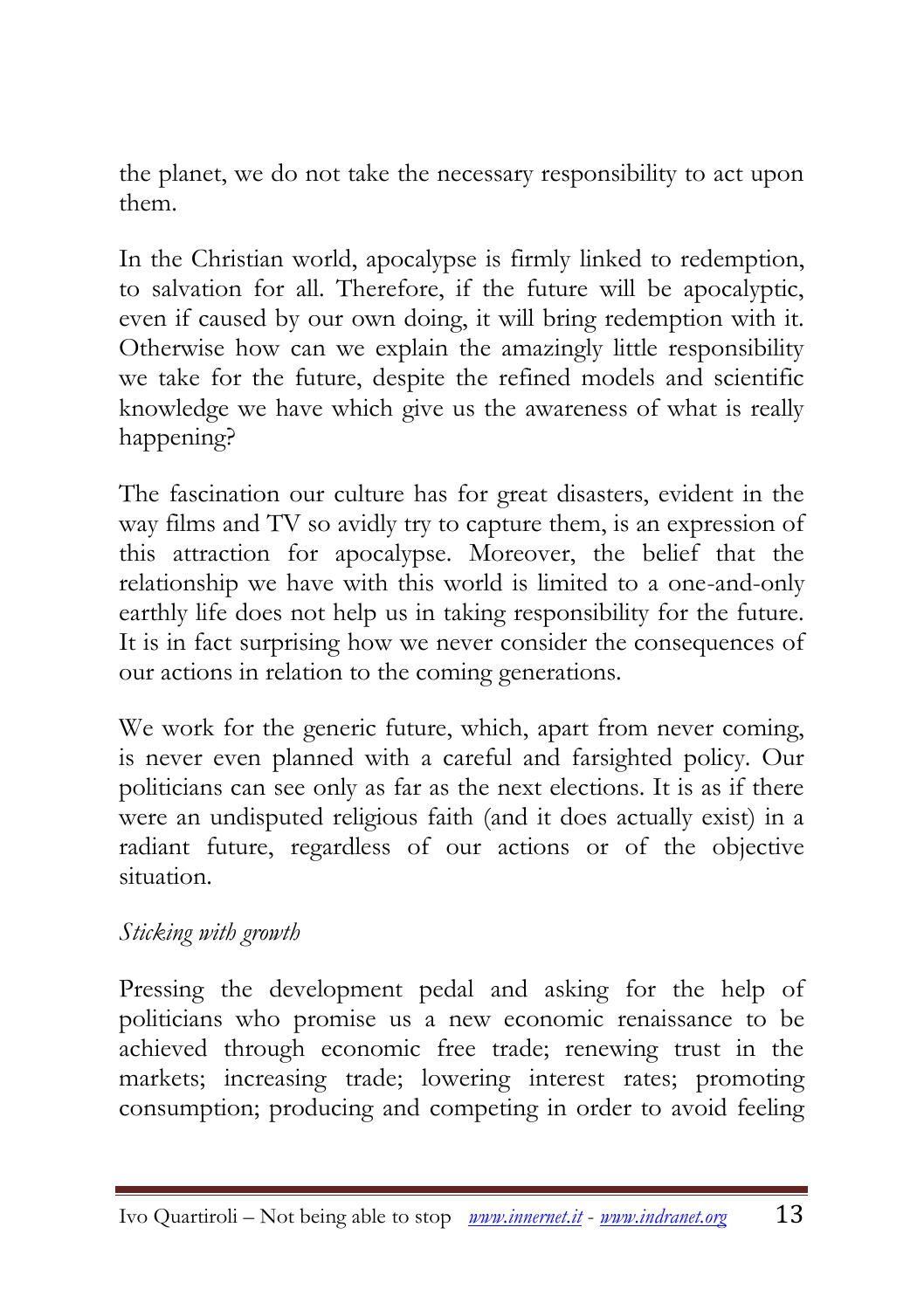the planet, we do not take the necessary responsibility to act upon them.

In the Christian world, apocalypse is firmly linked to redemption, to salvation for all. Therefore, if the future will be apocalyptic, even if caused by our own doing, it will bring redemption with it. Otherwise how can we explain the amazingly little responsibility we take for the future, despite the refined models and scientific knowledge we have which give us the awareness of what is really happening?

The fascination our culture has for great disasters, evident in the way films and TV so avidly try to capture them, is an expression of this attraction for apocalypse. Moreover, the belief that the relationship we have with this world is limited to a one-and-only earthly life does not help us in taking responsibility for the future. It is in fact surprising how we never consider the consequences of our actions in relation to the coming generations.

We work for the generic future, which, apart from never coming, is never even planned with a careful and farsighted policy. Our politicians can see only as far as the next elections. It is as if there were an undisputed religious faith (and it does actually exist) in a radiant future, regardless of our actions or of the objective situation.

*Sticking with growth*

Pressing the development pedal and asking for the help of politicians who promise us a new economic renaissance to be achieved through economic free trade; renewing trust in the markets; increasing trade; lowering interest rates; promoting consumption; producing and competing in order to avoid feeling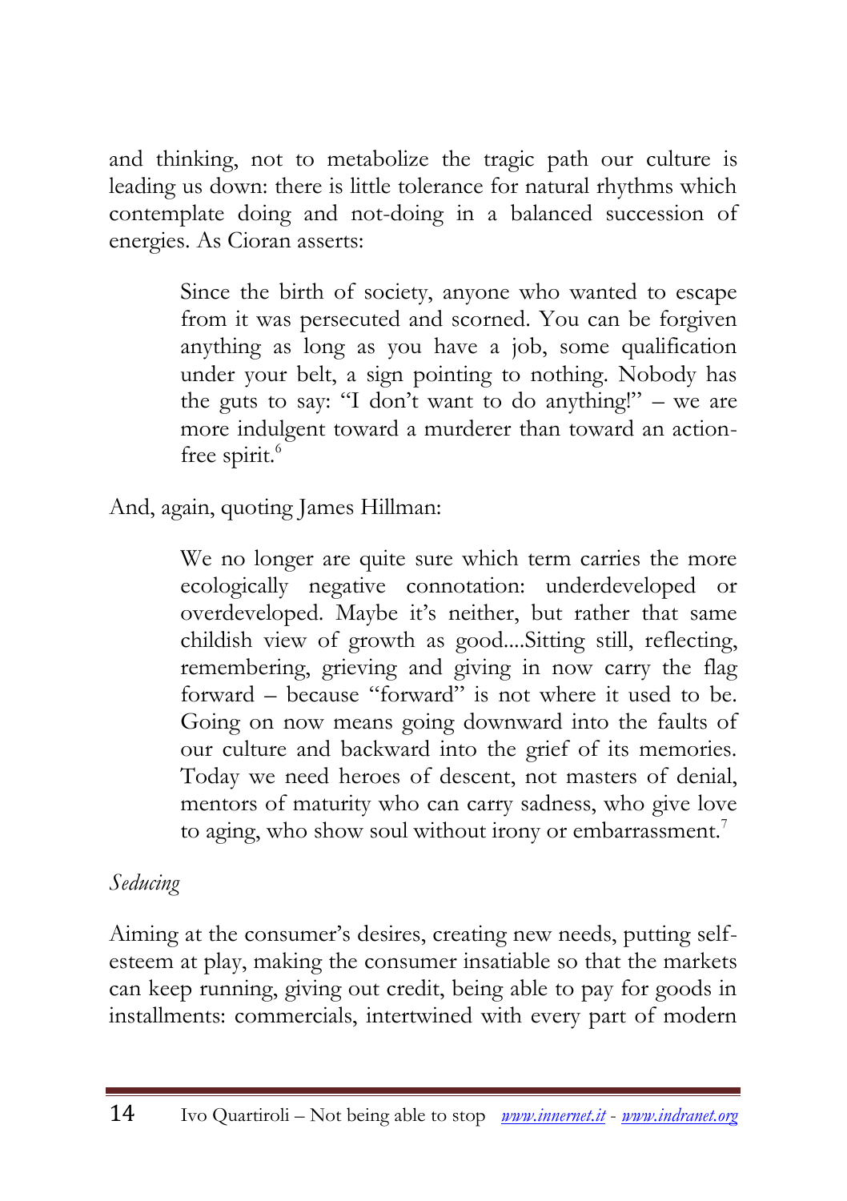and thinking, not to metabolize the tragic path our culture is leading us down: there is little tolerance for natural rhythms which contemplate doing and not-doing in a balanced succession of energies. As Cioran asserts:

> Since the birth of society, anyone who wanted to escape from it was persecuted and scorned. You can be forgiven anything as long as you have a job, some qualification under your belt, a sign pointing to nothing. Nobody has the guts to say: "I don't want to do anything!" – we are more indulgent toward a murderer than toward an action-free spirit.[6]

And, again, quoting James Hillman:

> We no longer are quite sure which term carries the more ecologically negative connotation: underdeveloped or overdeveloped. Maybe it's neither, but rather that same childish view of growth as good....Sitting still, reflecting, remembering, grieving and giving in now carry the flag forward – because "forward" is not where it used to be. Going on now means going downward into the faults of our culture and backward into the grief of its memories. Today we need heroes of descent, not masters of denial, mentors of maturity who can carry sadness, who give love to aging, who show soul without irony or embarrassment.[7]

*Seducing*

Aiming at the consumer's desires, creating new needs, putting self-esteem at play, making the consumer insatiable so that the markets can keep running, giving out credit, being able to pay for goods in installments: commercials, intertwined with every part of modern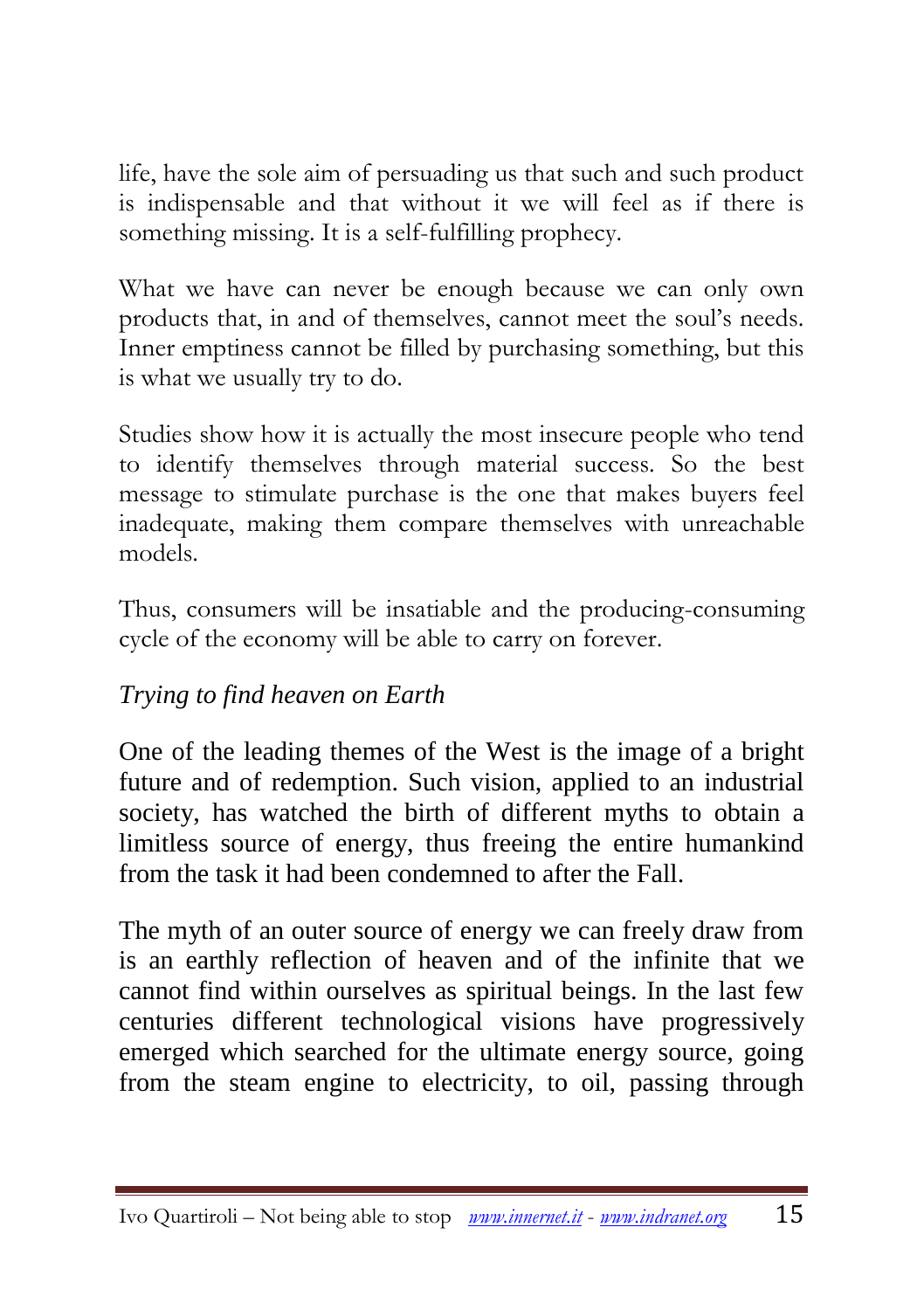life, have the sole aim of persuading us that such and such product is indispensable and that without it we will feel as if there is something missing. It is a self-fulfilling prophecy.

What we have can never be enough because we can only own products that, in and of themselves, cannot meet the soul's needs. Inner emptiness cannot be filled by purchasing something, but this is what we usually try to do.

Studies show how it is actually the most insecure people who tend to identify themselves through material success. So the best message to stimulate purchase is the one that makes buyers feel inadequate, making them compare themselves with unreachable models.

Thus, consumers will be insatiable and the producing-consuming cycle of the economy will be able to carry on forever.

### *Trying to find heaven on Earth*

One of the leading themes of the West is the image of a bright future and of redemption. Such vision, applied to an industrial society, has watched the birth of different myths to obtain a limitless source of energy, thus freeing the entire humankind from the task it had been condemned to after the Fall.

The myth of an outer source of energy we can freely draw from is an earthly reflection of heaven and of the infinite that we cannot find within ourselves as spiritual beings. In the last few centuries different technological visions have progressively emerged which searched for the ultimate energy source, going from the steam engine to electricity, to oil, passing through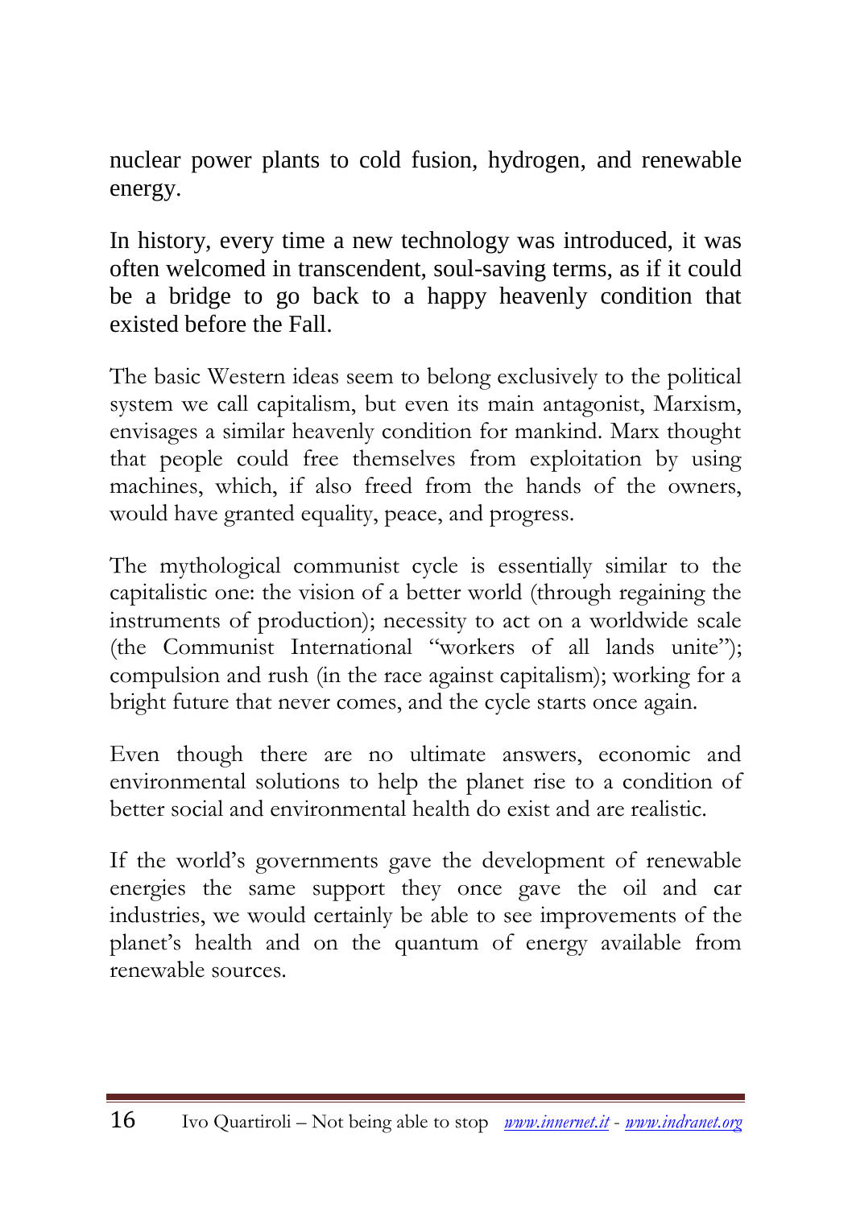nuclear power plants to cold fusion, hydrogen, and renewable energy.

In history, every time a new technology was introduced, it was often welcomed in transcendent, soul-saving terms, as if it could be a bridge to go back to a happy heavenly condition that existed before the Fall.

The basic Western ideas seem to belong exclusively to the political system we call capitalism, but even its main antagonist, Marxism, envisages a similar heavenly condition for mankind. Marx thought that people could free themselves from exploitation by using machines, which, if also freed from the hands of the owners, would have granted equality, peace, and progress.

The mythological communist cycle is essentially similar to the capitalistic one: the vision of a better world (through regaining the instruments of production); necessity to act on a worldwide scale (the Communist International "workers of all lands unite"); compulsion and rush (in the race against capitalism); working for a bright future that never comes, and the cycle starts once again.

Even though there are no ultimate answers, economic and environmental solutions to help the planet rise to a condition of better social and environmental health do exist and are realistic.

If the world's governments gave the development of renewable energies the same support they once gave the oil and car industries, we would certainly be able to see improvements of the planet's health and on the quantum of energy available from renewable sources.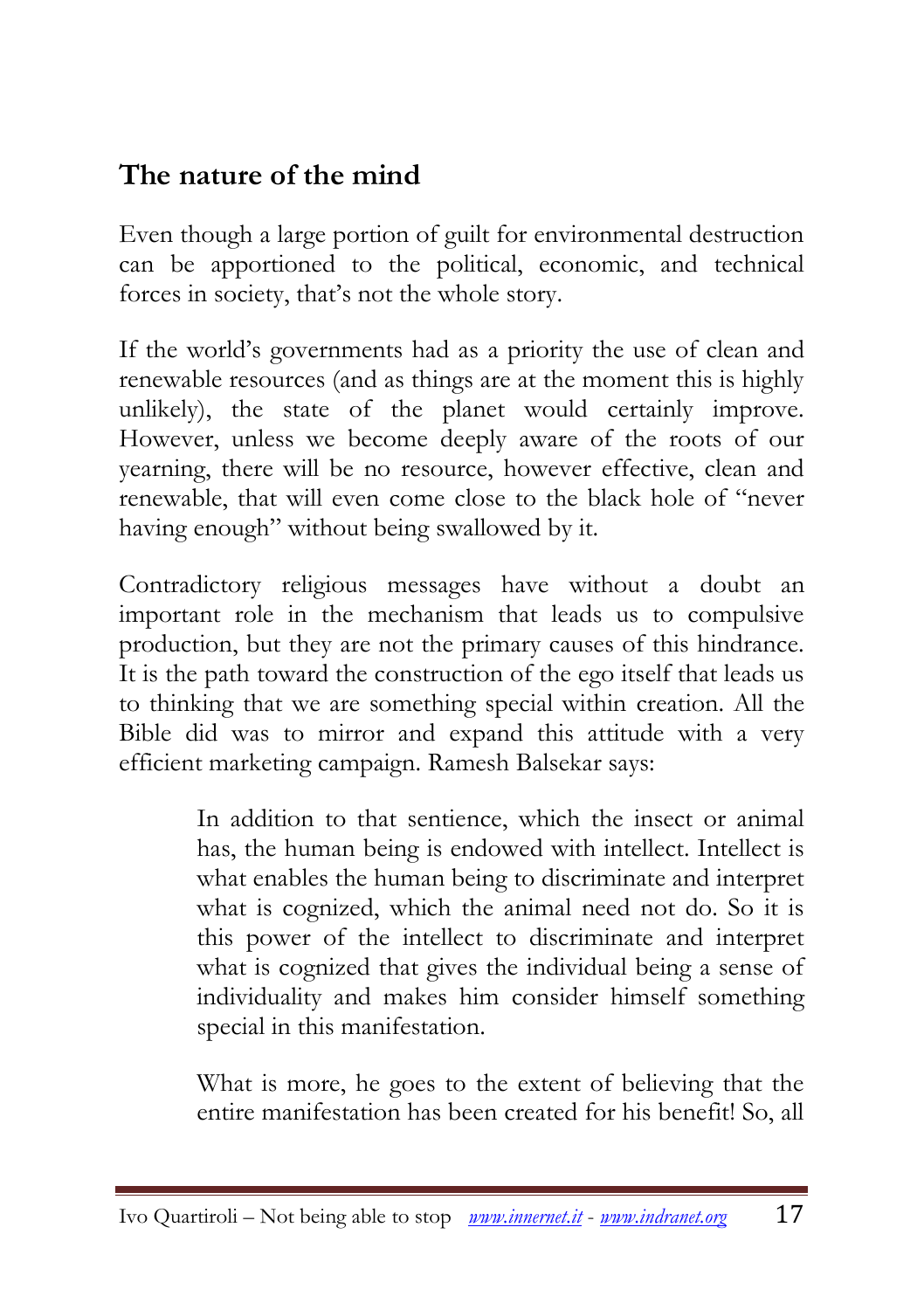## The nature of the mind

Even though a large portion of guilt for environmental destruction can be apportioned to the political, economic, and technical forces in society, that's not the whole story.

If the world's governments had as a priority the use of clean and renewable resources (and as things are at the moment this is highly unlikely), the state of the planet would certainly improve. However, unless we become deeply aware of the roots of our yearning, there will be no resource, however effective, clean and renewable, that will even come close to the black hole of "never having enough" without being swallowed by it.

Contradictory religious messages have without a doubt an important role in the mechanism that leads us to compulsive production, but they are not the primary causes of this hindrance. It is the path toward the construction of the ego itself that leads us to thinking that we are something special within creation. All the Bible did was to mirror and expand this attitude with a very efficient marketing campaign. Ramesh Balsekar says:

> In addition to that sentience, which the insect or animal has, the human being is endowed with intellect. Intellect is what enables the human being to discriminate and interpret what is cognized, which the animal need not do. So it is this power of the intellect to discriminate and interpret what is cognized that gives the individual being a sense of individuality and makes him consider himself something special in this manifestation.
>
> What is more, he goes to the extent of believing that the entire manifestation has been created for his benefit! So, all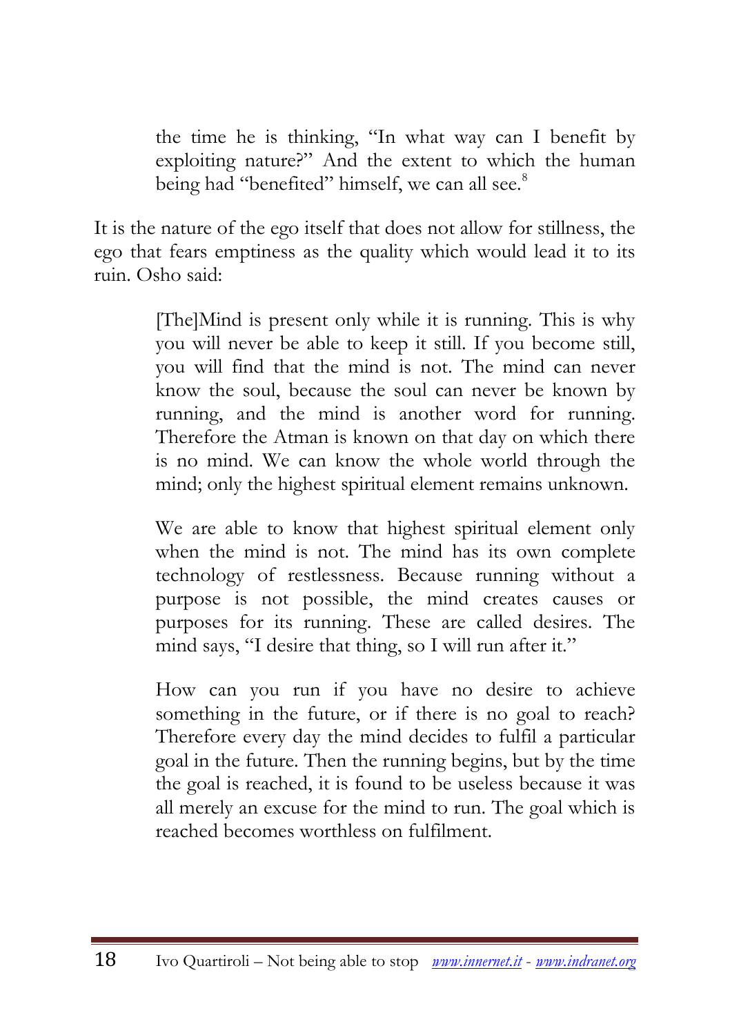> the time he is thinking, "In what way can I benefit by exploiting nature?" And the extent to which the human being had "benefited" himself, we can all see.[8]

It is the nature of the ego itself that does not allow for stillness, the ego that fears emptiness as the quality which would lead it to its ruin. Osho said:

> [The]Mind is present only while it is running. This is why you will never be able to keep it still. If you become still, you will find that the mind is not. The mind can never know the soul, because the soul can never be known by running, and the mind is another word for running. Therefore the Atman is known on that day on which there is no mind. We can know the whole world through the mind; only the highest spiritual element remains unknown.
>
> We are able to know that highest spiritual element only when the mind is not. The mind has its own complete technology of restlessness. Because running without a purpose is not possible, the mind creates causes or purposes for its running. These are called desires. The mind says, "I desire that thing, so I will run after it."
>
> How can you run if you have no desire to achieve something in the future, or if there is no goal to reach? Therefore every day the mind decides to fulfil a particular goal in the future. Then the running begins, but by the time the goal is reached, it is found to be useless because it was all merely an excuse for the mind to run. The goal which is reached becomes worthless on fulfilment.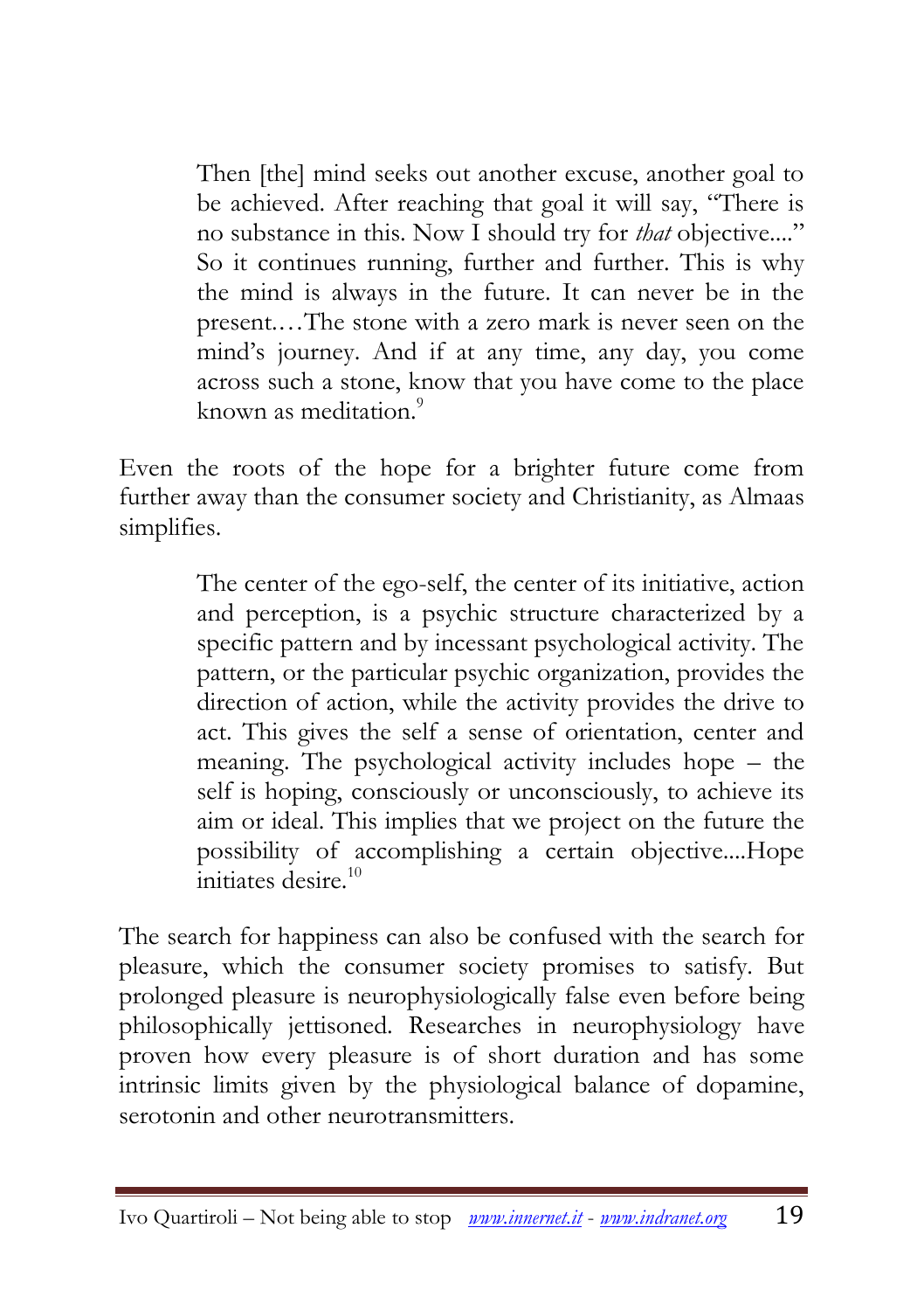> Then [the] mind seeks out another excuse, another goal to be achieved. After reaching that goal it will say, "There is no substance in this. Now I should try for *that* objective...." So it continues running, further and further. This is why the mind is always in the future. It can never be in the present.…The stone with a zero mark is never seen on the mind's journey. And if at any time, any day, you come across such a stone, know that you have come to the place known as meditation.[9]

Even the roots of the hope for a brighter future come from further away than the consumer society and Christianity, as Almaas simplifies.

> The center of the ego-self, the center of its initiative, action and perception, is a psychic structure characterized by a specific pattern and by incessant psychological activity. The pattern, or the particular psychic organization, provides the direction of action, while the activity provides the drive to act. This gives the self a sense of orientation, center and meaning. The psychological activity includes hope – the self is hoping, consciously or unconsciously, to achieve its aim or ideal. This implies that we project on the future the possibility of accomplishing a certain objective....Hope initiates desire.[10]

The search for happiness can also be confused with the search for pleasure, which the consumer society promises to satisfy. But prolonged pleasure is neurophysiologically false even before being philosophically jettisoned. Researches in neurophysiology have proven how every pleasure is of short duration and has some intrinsic limits given by the physiological balance of dopamine, serotonin and other neurotransmitters.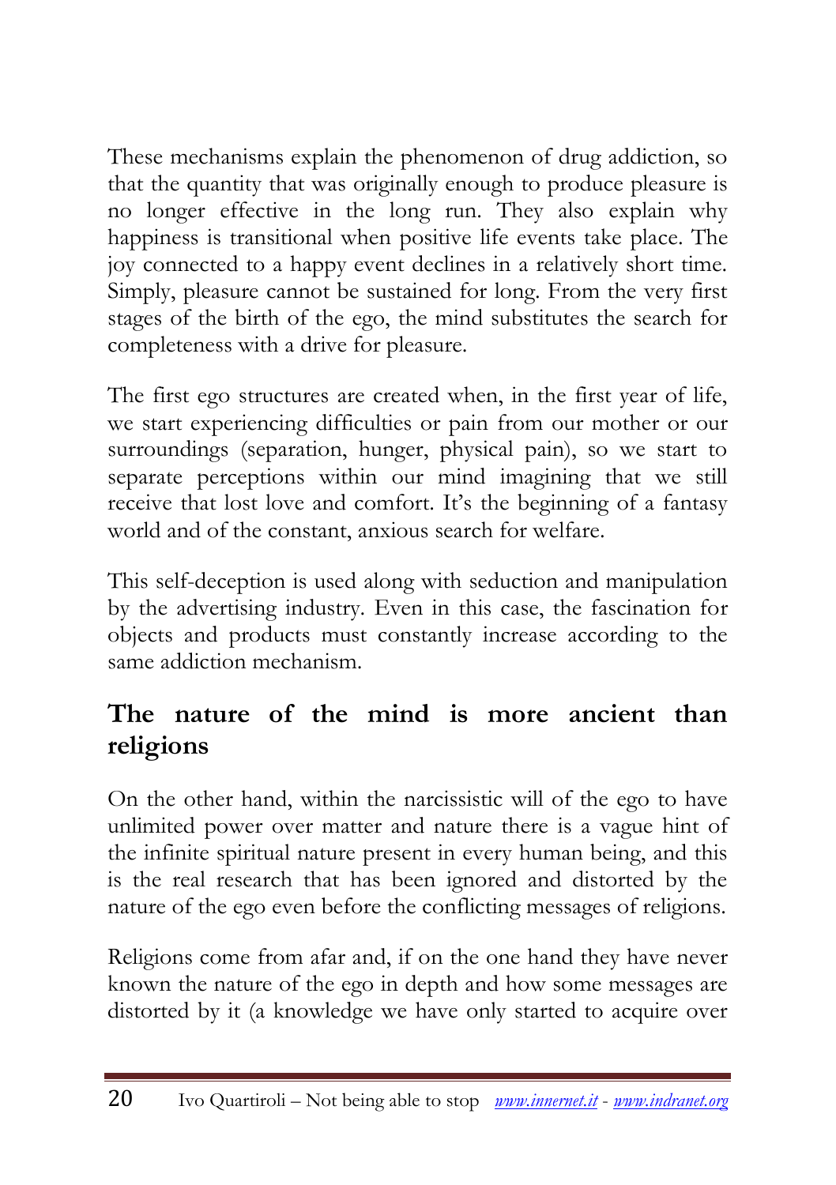These mechanisms explain the phenomenon of drug addiction, so that the quantity that was originally enough to produce pleasure is no longer effective in the long run. They also explain why happiness is transitional when positive life events take place. The joy connected to a happy event declines in a relatively short time. Simply, pleasure cannot be sustained for long. From the very first stages of the birth of the ego, the mind substitutes the search for completeness with a drive for pleasure.

The first ego structures are created when, in the first year of life, we start experiencing difficulties or pain from our mother or our surroundings (separation, hunger, physical pain), so we start to separate perceptions within our mind imagining that we still receive that lost love and comfort. It's the beginning of a fantasy world and of the constant, anxious search for welfare.

This self-deception is used along with seduction and manipulation by the advertising industry. Even in this case, the fascination for objects and products must constantly increase according to the same addiction mechanism.

## The nature of the mind is more ancient than religions

On the other hand, within the narcissistic will of the ego to have unlimited power over matter and nature there is a vague hint of the infinite spiritual nature present in every human being, and this is the real research that has been ignored and distorted by the nature of the ego even before the conflicting messages of religions.

Religions come from afar and, if on the one hand they have never known the nature of the ego in depth and how some messages are distorted by it (a knowledge we have only started to acquire over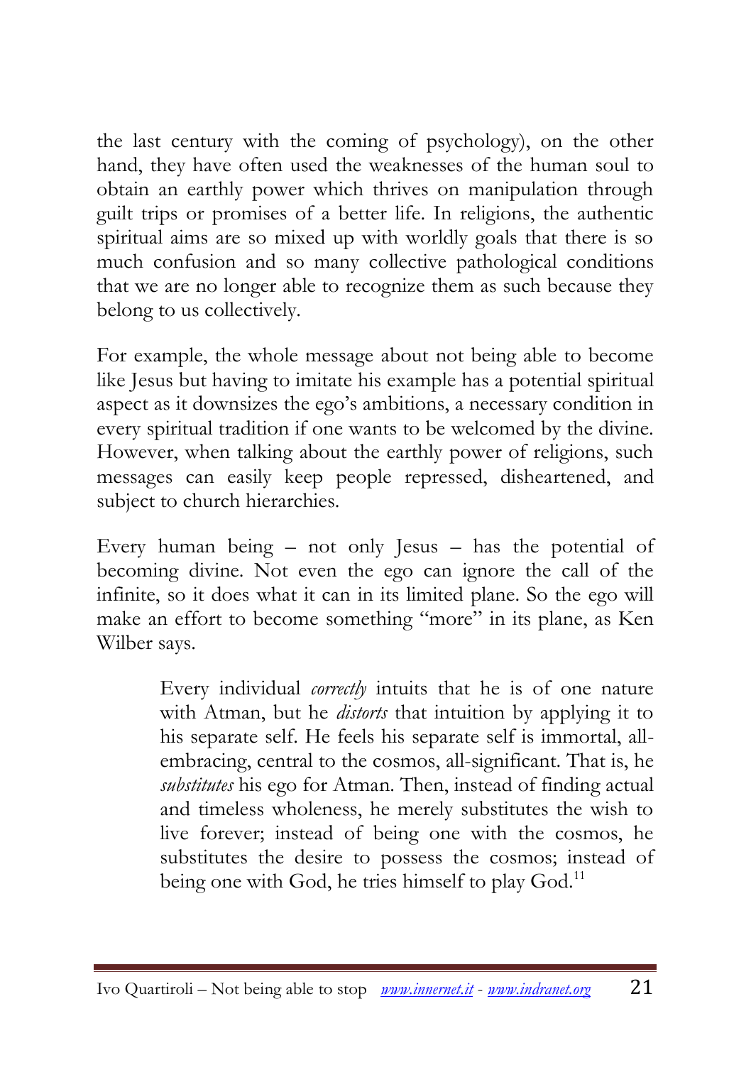the last century with the coming of psychology), on the other hand, they have often used the weaknesses of the human soul to obtain an earthly power which thrives on manipulation through guilt trips or promises of a better life. In religions, the authentic spiritual aims are so mixed up with worldly goals that there is so much confusion and so many collective pathological conditions that we are no longer able to recognize them as such because they belong to us collectively.

For example, the whole message about not being able to become like Jesus but having to imitate his example has a potential spiritual aspect as it downsizes the ego's ambitions, a necessary condition in every spiritual tradition if one wants to be welcomed by the divine. However, when talking about the earthly power of religions, such messages can easily keep people repressed, disheartened, and subject to church hierarchies.

Every human being – not only Jesus – has the potential of becoming divine. Not even the ego can ignore the call of the infinite, so it does what it can in its limited plane. So the ego will make an effort to become something "more" in its plane, as Ken Wilber says.

> Every individual *correctly* intuits that he is of one nature with Atman, but he *distorts* that intuition by applying it to his separate self. He feels his separate self is immortal, all-embracing, central to the cosmos, all-significant. That is, he *substitutes* his ego for Atman. Then, instead of finding actual and timeless wholeness, he merely substitutes the wish to live forever; instead of being one with the cosmos, he substitutes the desire to possess the cosmos; instead of being one with God, he tries himself to play God.[11]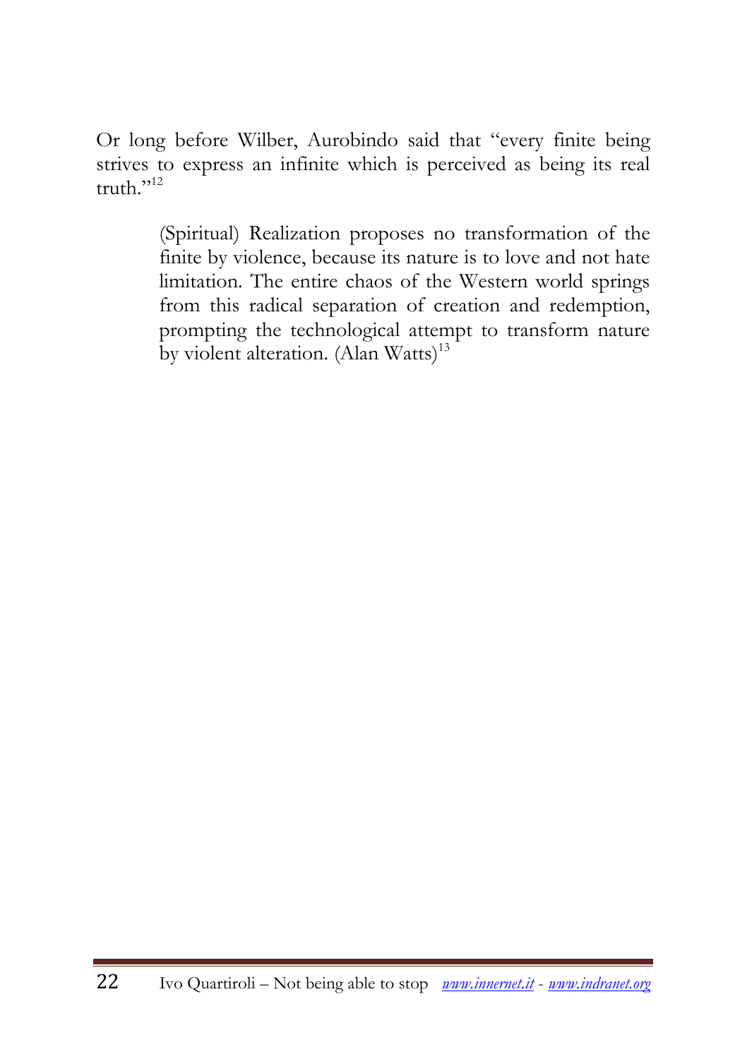Or long before Wilber, Aurobindo said that "every finite being strives to express an infinite which is perceived as being its real truth."[12]

> (Spiritual) Realization proposes no transformation of the finite by violence, because its nature is to love and not hate limitation. The entire chaos of the Western world springs from this radical separation of creation and redemption, prompting the technological attempt to transform nature by violent alteration. (Alan Watts)[13]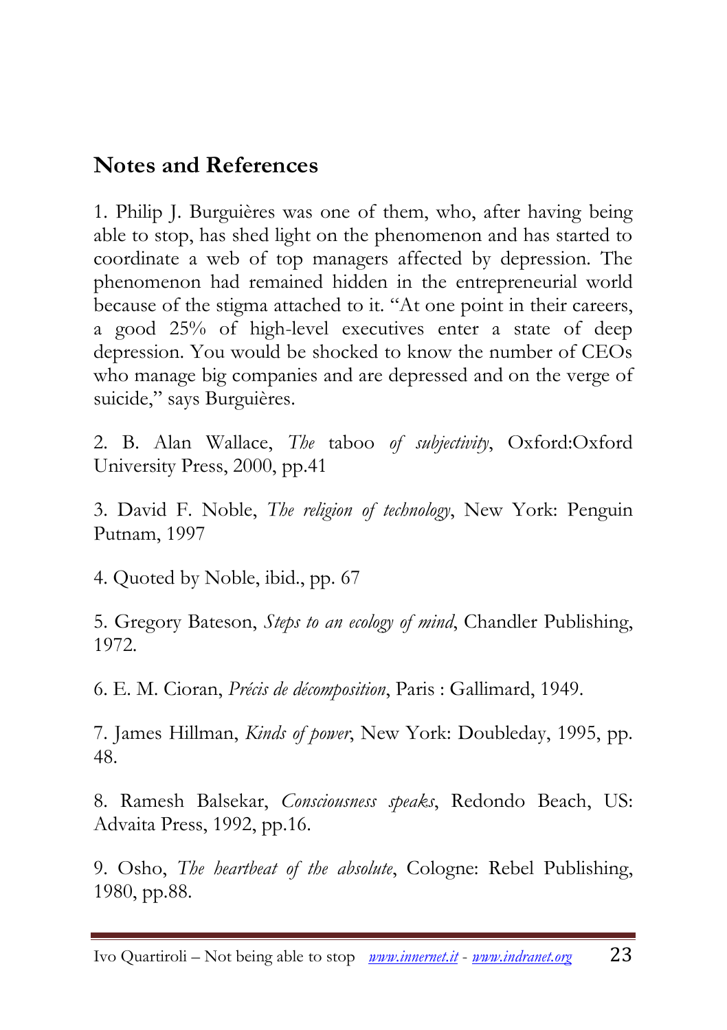## Notes and References

1. Philip J. Burguières was one of them, who, after having being able to stop, has shed light on the phenomenon and has started to coordinate a web of top managers affected by depression. The phenomenon had remained hidden in the entrepreneurial world because of the stigma attached to it. "At one point in their careers, a good 25% of high-level executives enter a state of deep depression. You would be shocked to know the number of CEOs who manage big companies and are depressed and on the verge of suicide," says Burguières.

2. B. Alan Wallace, *The* taboo *of subjectivity*, Oxford:Oxford University Press, 2000, pp.41

3. David F. Noble, *The religion of technology*, New York: Penguin Putnam, 1997

4. Quoted by Noble, ibid., pp. 67

5. Gregory Bateson, *Steps to an ecology of mind*, Chandler Publishing, 1972.

6. E. M. Cioran, *Précis de décomposition*, Paris : Gallimard, 1949.

7. James Hillman, *Kinds of power*, New York: Doubleday, 1995, pp. 48.

8. Ramesh Balsekar, *Consciousness speaks*, Redondo Beach, US: Advaita Press, 1992, pp.16.

9. Osho, *The heartbeat of the absolute*, Cologne: Rebel Publishing, 1980, pp.88.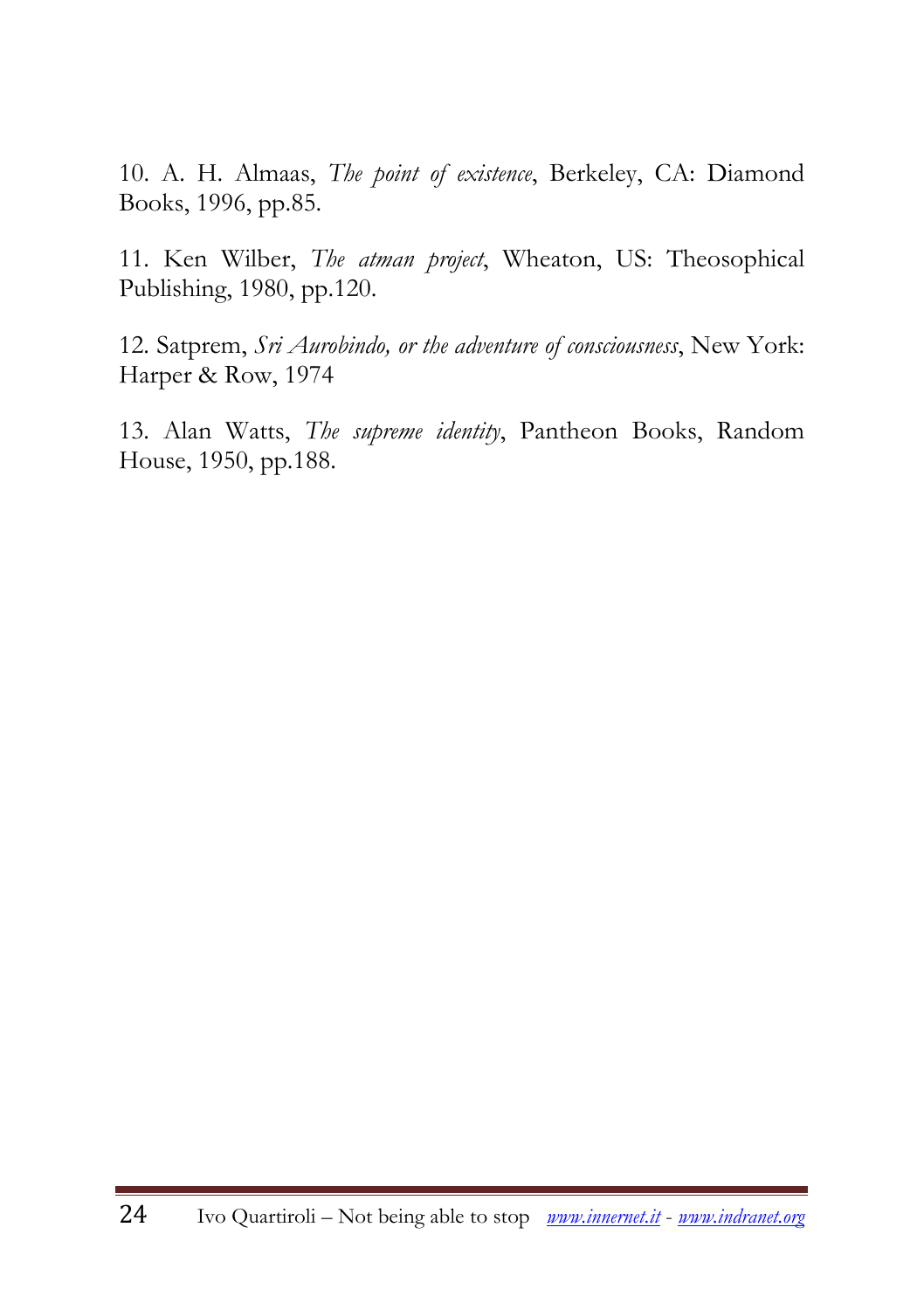10. A. H. Almaas, *The point of existence*, Berkeley, CA: Diamond Books, 1996, pp.85.

11. Ken Wilber, *The atman project*, Wheaton, US: Theosophical Publishing, 1980, pp.120.

12. Satprem, *Sri Aurobindo, or the adventure of consciousness*, New York: Harper & Row, 1974

13. Alan Watts, *The supreme identity*, Pantheon Books, Random House, 1950, pp.188.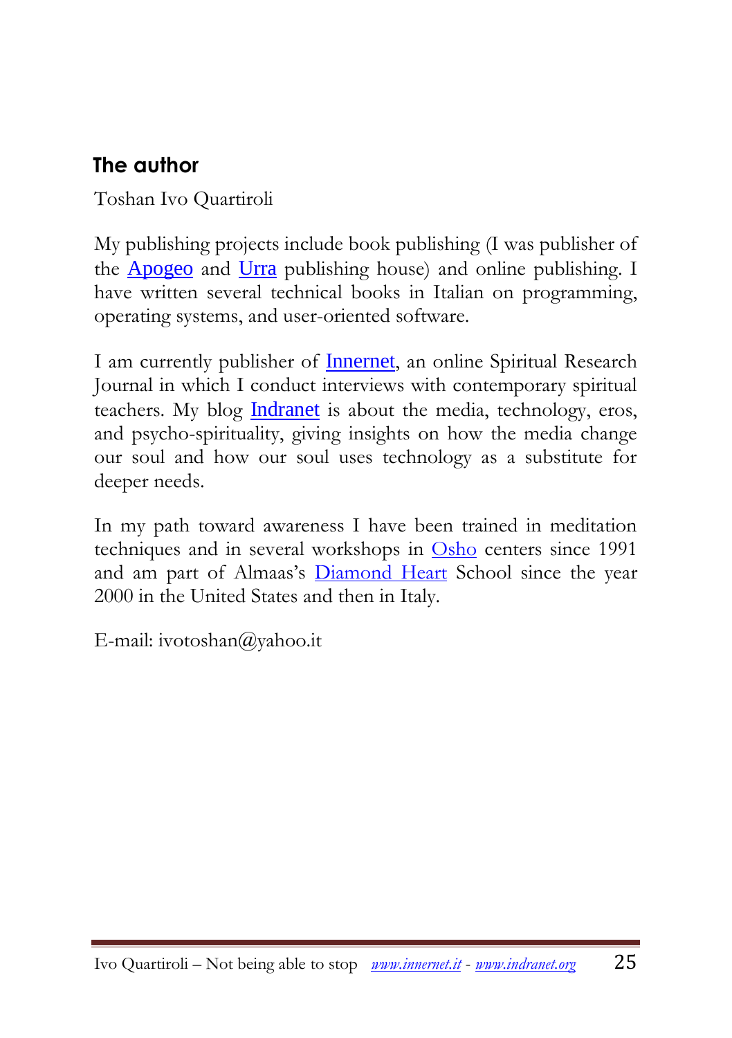## The author

Toshan Ivo Quartiroli

My publishing projects include book publishing (I was publisher of the Apogeo and Urra publishing house) and online publishing. I have written several technical books in Italian on programming, operating systems, and user-oriented software.

I am currently publisher of Innernet, an online Spiritual Research Journal in which I conduct interviews with contemporary spiritual teachers. My blog Indranet is about the media, technology, eros, and psycho-spirituality, giving insights on how the media change our soul and how our soul uses technology as a substitute for deeper needs.

In my path toward awareness I have been trained in meditation techniques and in several workshops in Osho centers since 1991 and am part of Almaas's Diamond Heart School since the year 2000 in the United States and then in Italy.

E-mail: ivotoshan@yahoo.it